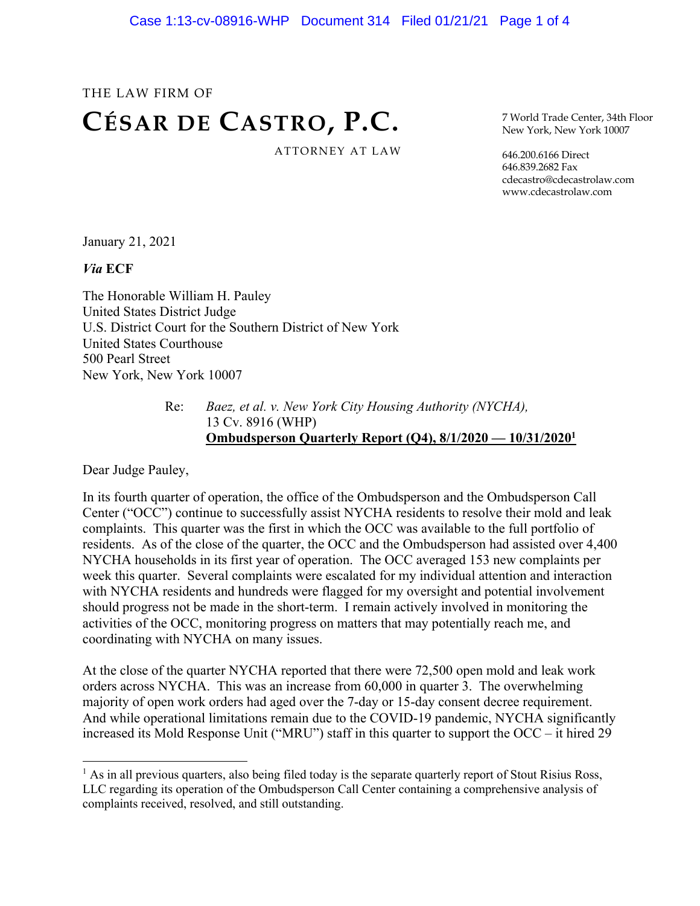THE LAW FIRM OF

# CÉSAR DE CASTRO, P.C.

ATTORNEY AT LAW

7 World Trade Center, 34th Floor
New York, New York 10007

646.200.6166 Direct
646.839.2682 Fax
cdecastro@cdecastrolaw.com
www.cdecastrolaw.com

January 21, 2021

*Via* **ECF**

The Honorable William H. Pauley
United States District Judge
U.S. District Court for the Southern District of New York
United States Courthouse
500 Pearl Street
New York, New York 10007

Re: *Baez, et al. v. New York City Housing Authority (NYCHA),*
13 Cv. 8916 (WHP)
**Ombudsperson Quarterly Report (Q4), 8/1/2020 — 10/31/2020**[1]

Dear Judge Pauley,

In its fourth quarter of operation, the office of the Ombudsperson and the Ombudsperson Call Center ("OCC") continue to successfully assist NYCHA residents to resolve their mold and leak complaints. This quarter was the first in which the OCC was available to the full portfolio of residents. As of the close of the quarter, the OCC and the Ombudsperson had assisted over 4,400 NYCHA households in its first year of operation. The OCC averaged 153 new complaints per week this quarter. Several complaints were escalated for my individual attention and interaction with NYCHA residents and hundreds were flagged for my oversight and potential involvement should progress not be made in the short-term. I remain actively involved in monitoring the activities of the OCC, monitoring progress on matters that may potentially reach me, and coordinating with NYCHA on many issues.

At the close of the quarter NYCHA reported that there were 72,500 open mold and leak work orders across NYCHA. This was an increase from 60,000 in quarter 3. The overwhelming majority of open work orders had aged over the 7-day or 15-day consent decree requirement. And while operational limitations remain due to the COVID-19 pandemic, NYCHA significantly increased its Mold Response Unit ("MRU") staff in this quarter to support the OCC – it hired 29

---

[1] As in all previous quarters, also being filed today is the separate quarterly report of Stout Risius Ross, LLC regarding its operation of the Ombudsperson Call Center containing a comprehensive analysis of complaints received, resolved, and still outstanding.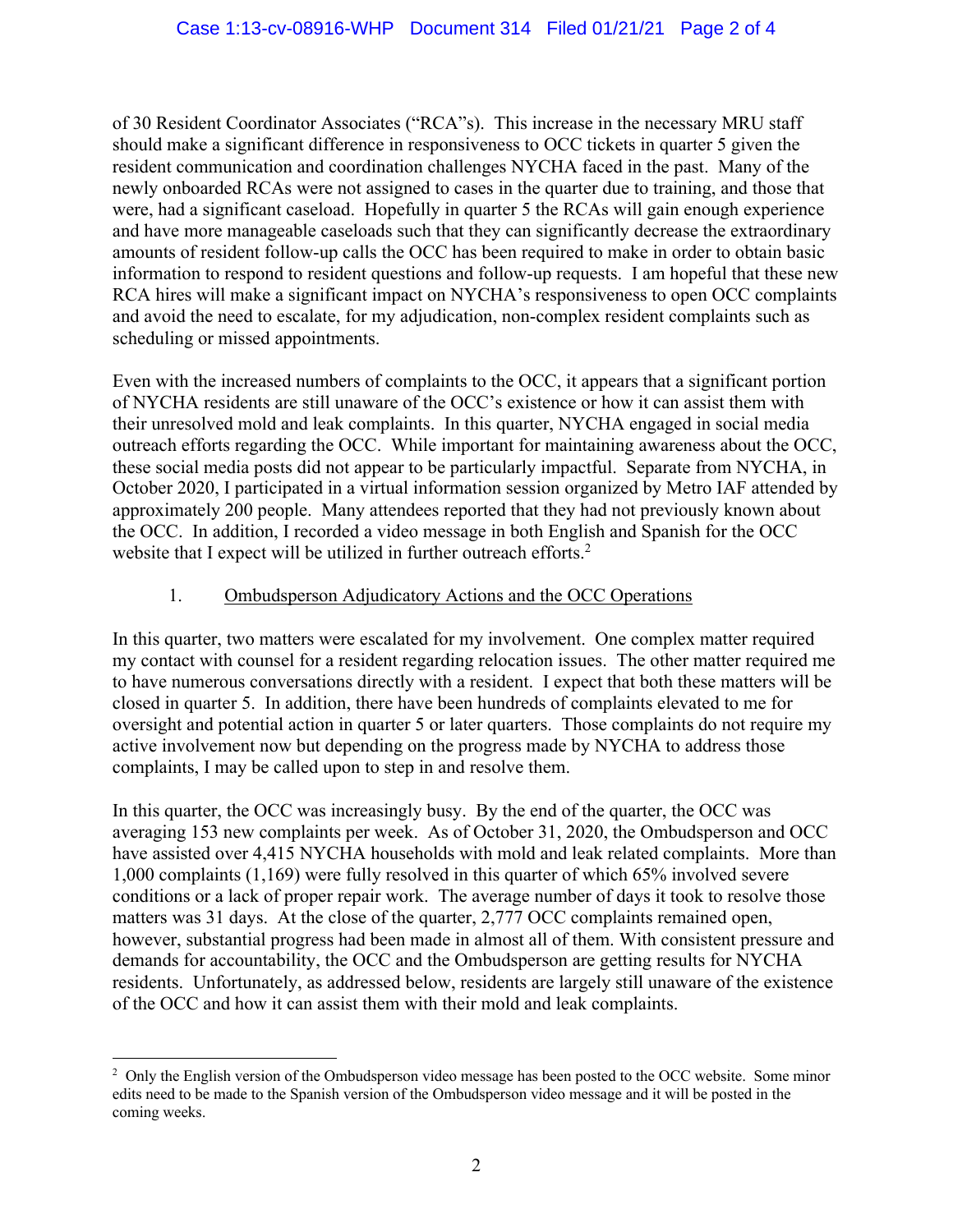of 30 Resident Coordinator Associates ("RCA"s). This increase in the necessary MRU staff should make a significant difference in responsiveness to OCC tickets in quarter 5 given the resident communication and coordination challenges NYCHA faced in the past. Many of the newly onboarded RCAs were not assigned to cases in the quarter due to training, and those that were, had a significant caseload. Hopefully in quarter 5 the RCAs will gain enough experience and have more manageable caseloads such that they can significantly decrease the extraordinary amounts of resident follow-up calls the OCC has been required to make in order to obtain basic information to respond to resident questions and follow-up requests. I am hopeful that these new RCA hires will make a significant impact on NYCHA's responsiveness to open OCC complaints and avoid the need to escalate, for my adjudication, non-complex resident complaints such as scheduling or missed appointments.

Even with the increased numbers of complaints to the OCC, it appears that a significant portion of NYCHA residents are still unaware of the OCC's existence or how it can assist them with their unresolved mold and leak complaints. In this quarter, NYCHA engaged in social media outreach efforts regarding the OCC. While important for maintaining awareness about the OCC, these social media posts did not appear to be particularly impactful. Separate from NYCHA, in October 2020, I participated in a virtual information session organized by Metro IAF attended by approximately 200 people. Many attendees reported that they had not previously known about the OCC. In addition, I recorded a video message in both English and Spanish for the OCC website that I expect will be utilized in further outreach efforts.[2]

1. Ombudsperson Adjudicatory Actions and the OCC Operations

In this quarter, two matters were escalated for my involvement. One complex matter required my contact with counsel for a resident regarding relocation issues. The other matter required me to have numerous conversations directly with a resident. I expect that both these matters will be closed in quarter 5. In addition, there have been hundreds of complaints elevated to me for oversight and potential action in quarter 5 or later quarters. Those complaints do not require my active involvement now but depending on the progress made by NYCHA to address those complaints, I may be called upon to step in and resolve them.

In this quarter, the OCC was increasingly busy. By the end of the quarter, the OCC was averaging 153 new complaints per week. As of October 31, 2020, the Ombudsperson and OCC have assisted over 4,415 NYCHA households with mold and leak related complaints. More than 1,000 complaints (1,169) were fully resolved in this quarter of which 65% involved severe conditions or a lack of proper repair work. The average number of days it took to resolve those matters was 31 days. At the close of the quarter, 2,777 OCC complaints remained open, however, substantial progress had been made in almost all of them. With consistent pressure and demands for accountability, the OCC and the Ombudsperson are getting results for NYCHA residents. Unfortunately, as addressed below, residents are largely still unaware of the existence of the OCC and how it can assist them with their mold and leak complaints.

[2] Only the English version of the Ombudsperson video message has been posted to the OCC website. Some minor edits need to be made to the Spanish version of the Ombudsperson video message and it will be posted in the coming weeks.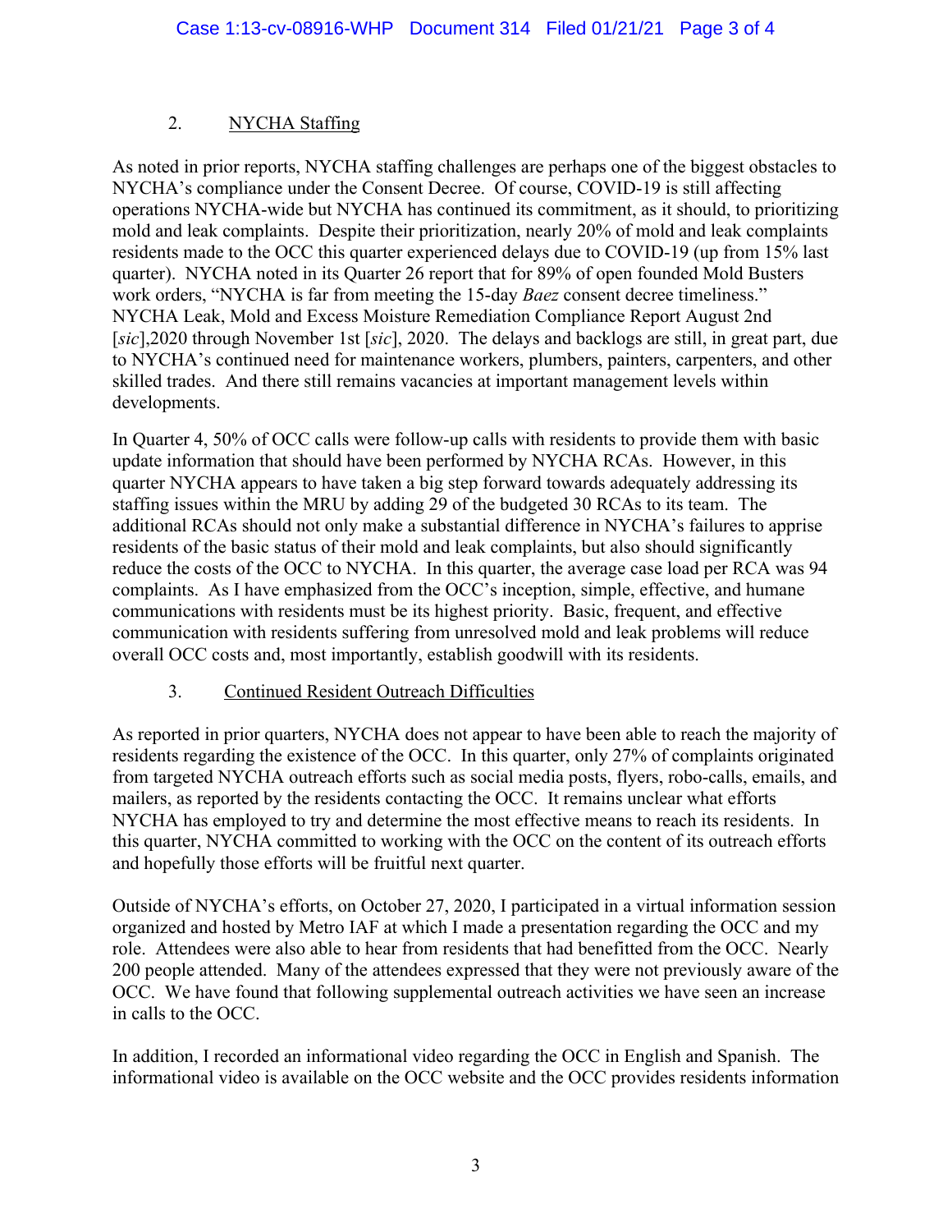2. <u>NYCHA Staffing</u>

As noted in prior reports, NYCHA staffing challenges are perhaps one of the biggest obstacles to NYCHA's compliance under the Consent Decree. Of course, COVID-19 is still affecting operations NYCHA-wide but NYCHA has continued its commitment, as it should, to prioritizing mold and leak complaints. Despite their prioritization, nearly 20% of mold and leak complaints residents made to the OCC this quarter experienced delays due to COVID-19 (up from 15% last quarter). NYCHA noted in its Quarter 26 report that for 89% of open founded Mold Busters work orders, "NYCHA is far from meeting the 15-day *Baez* consent decree timeliness." NYCHA Leak, Mold and Excess Moisture Remediation Compliance Report August 2nd [*sic*],2020 through November 1st [*sic*], 2020. The delays and backlogs are still, in great part, due to NYCHA's continued need for maintenance workers, plumbers, painters, carpenters, and other skilled trades. And there still remains vacancies at important management levels within developments.

In Quarter 4, 50% of OCC calls were follow-up calls with residents to provide them with basic update information that should have been performed by NYCHA RCAs. However, in this quarter NYCHA appears to have taken a big step forward towards adequately addressing its staffing issues within the MRU by adding 29 of the budgeted 30 RCAs to its team. The additional RCAs should not only make a substantial difference in NYCHA's failures to apprise residents of the basic status of their mold and leak complaints, but also should significantly reduce the costs of the OCC to NYCHA. In this quarter, the average case load per RCA was 94 complaints. As I have emphasized from the OCC's inception, simple, effective, and humane communications with residents must be its highest priority. Basic, frequent, and effective communication with residents suffering from unresolved mold and leak problems will reduce overall OCC costs and, most importantly, establish goodwill with its residents.

3. <u>Continued Resident Outreach Difficulties</u>

As reported in prior quarters, NYCHA does not appear to have been able to reach the majority of residents regarding the existence of the OCC. In this quarter, only 27% of complaints originated from targeted NYCHA outreach efforts such as social media posts, flyers, robo-calls, emails, and mailers, as reported by the residents contacting the OCC. It remains unclear what efforts NYCHA has employed to try and determine the most effective means to reach its residents. In this quarter, NYCHA committed to working with the OCC on the content of its outreach efforts and hopefully those efforts will be fruitful next quarter.

Outside of NYCHA's efforts, on October 27, 2020, I participated in a virtual information session organized and hosted by Metro IAF at which I made a presentation regarding the OCC and my role. Attendees were also able to hear from residents that had benefitted from the OCC. Nearly 200 people attended. Many of the attendees expressed that they were not previously aware of the OCC. We have found that following supplemental outreach activities we have seen an increase in calls to the OCC.

In addition, I recorded an informational video regarding the OCC in English and Spanish. The informational video is available on the OCC website and the OCC provides residents information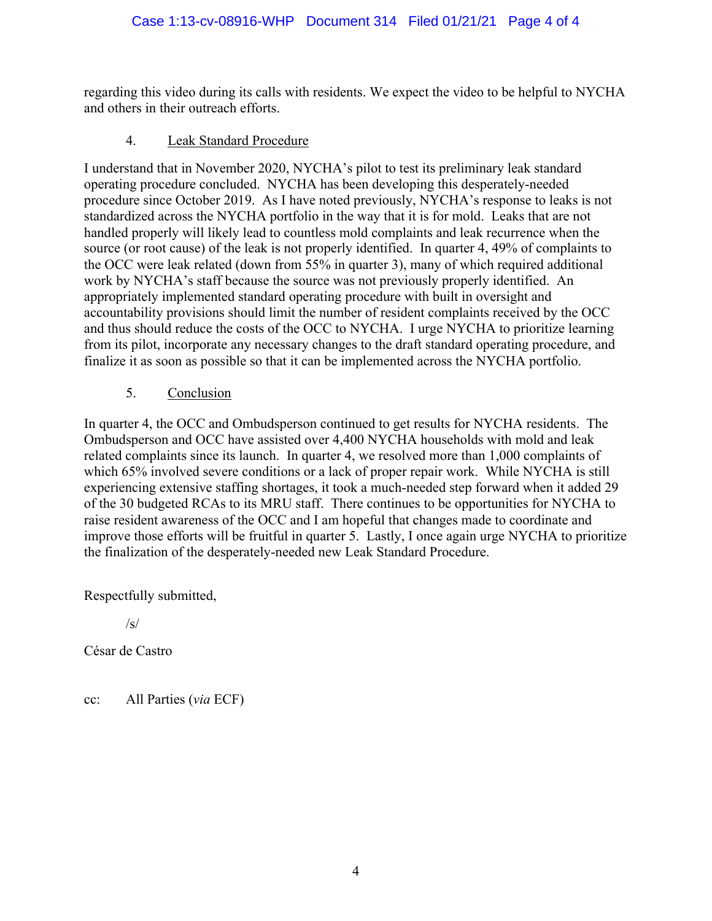regarding this video during its calls with residents. We expect the video to be helpful to NYCHA and others in their outreach efforts.

4. Leak Standard Procedure

I understand that in November 2020, NYCHA's pilot to test its preliminary leak standard operating procedure concluded. NYCHA has been developing this desperately-needed procedure since October 2019. As I have noted previously, NYCHA's response to leaks is not standardized across the NYCHA portfolio in the way that it is for mold. Leaks that are not handled properly will likely lead to countless mold complaints and leak recurrence when the source (or root cause) of the leak is not properly identified. In quarter 4, 49% of complaints to the OCC were leak related (down from 55% in quarter 3), many of which required additional work by NYCHA's staff because the source was not previously properly identified. An appropriately implemented standard operating procedure with built in oversight and accountability provisions should limit the number of resident complaints received by the OCC and thus should reduce the costs of the OCC to NYCHA. I urge NYCHA to prioritize learning from its pilot, incorporate any necessary changes to the draft standard operating procedure, and finalize it as soon as possible so that it can be implemented across the NYCHA portfolio.

5. Conclusion

In quarter 4, the OCC and Ombudsperson continued to get results for NYCHA residents. The Ombudsperson and OCC have assisted over 4,400 NYCHA households with mold and leak related complaints since its launch. In quarter 4, we resolved more than 1,000 complaints of which 65% involved severe conditions or a lack of proper repair work. While NYCHA is still experiencing extensive staffing shortages, it took a much-needed step forward when it added 29 of the 30 budgeted RCAs to its MRU staff. There continues to be opportunities for NYCHA to raise resident awareness of the OCC and I am hopeful that changes made to coordinate and improve those efforts will be fruitful in quarter 5. Lastly, I once again urge NYCHA to prioritize the finalization of the desperately-needed new Leak Standard Procedure.

Respectfully submitted,

/s/

César de Castro

cc: All Parties (*via* ECF)